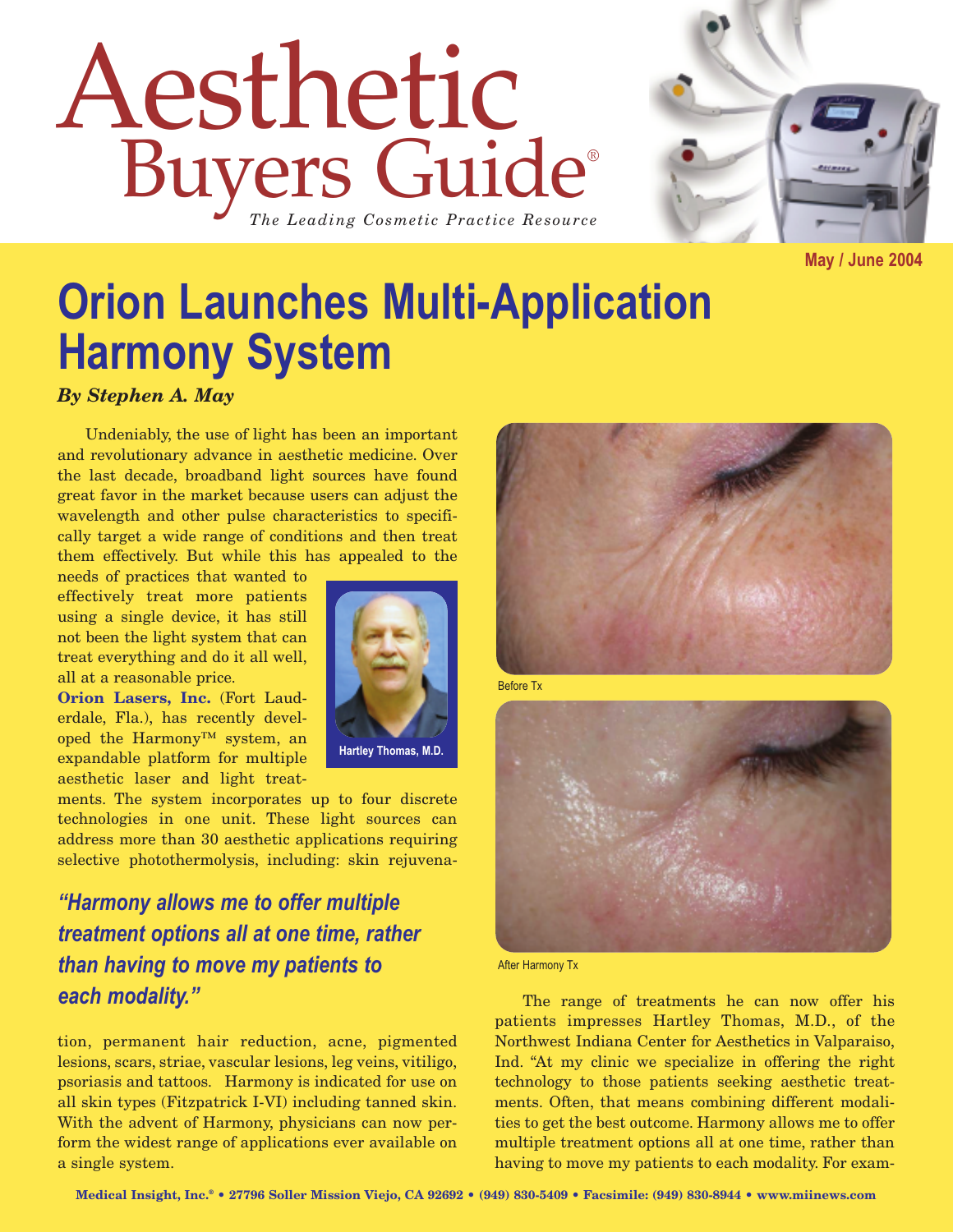# Aesthetic Buyers Guide®

*The Leading Cosmetic Practice Resource*

May / June 2004

# Orion Launches Multi-Application Harmony System

***By Stephen A. May***

Undeniably, the use of light has been an important and revolutionary advance in aesthetic medicine. Over the last decade, broadband light sources have found great favor in the market because users can adjust the wavelength and other pulse characteristics to specifically target a wide range of conditions and then treat them effectively. But while this has appealed to the needs of practices that wanted to effectively treat more patients using a single device, it has still not been the light system that can treat everything and do it all well, all at a reasonable price.

Hartley Thomas, M.D.

**Orion Lasers, Inc.** (Fort Lauderdale, Fla.), has recently developed the Harmony™ system, an expandable platform for multiple aesthetic laser and light treatments. The system incorporates up to four discrete technologies in one unit. These light sources can address more than 30 aesthetic applications requiring selective photothermolysis, including: skin rejuvenation, permanent hair reduction, acne, pigmented lesions, scars, striae, vascular lesions, leg veins, vitiligo, psoriasis and tattoos. Harmony is indicated for use on all skin types (Fitzpatrick I-VI) including tanned skin. With the advent of Harmony, physicians can now perform the widest range of applications ever available on a single system.

> ***"Harmony allows me to offer multiple treatment options all at one time, rather than having to move my patients to each modality."***

Before Tx

After Harmony Tx

The range of treatments he can now offer his patients impresses Hartley Thomas, M.D., of the Northwest Indiana Center for Aesthetics in Valparaiso, Ind. "At my clinic we specialize in offering the right technology to those patients seeking aesthetic treatments. Often, that means combining different modalities to get the best outcome. Harmony allows me to offer multiple treatment options all at one time, rather than having to move my patients to each modality. For exam-

Medical Insight, Inc.® • 27796 Soller Mission Viejo, CA 92692 • (949) 830-5409 • Facsimile: (949) 830-8944 • www.miinews.com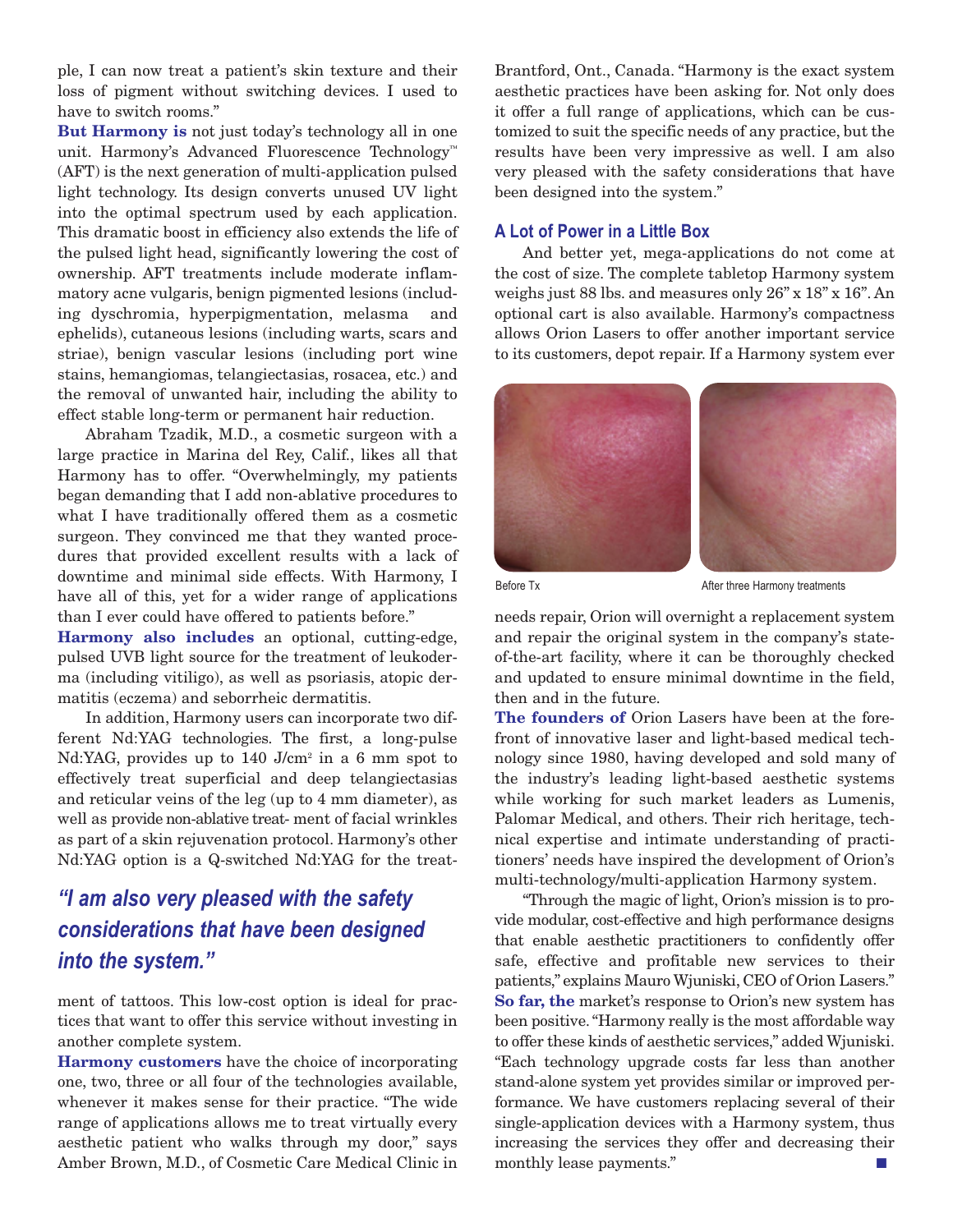ple, I can now treat a patient's skin texture and their loss of pigment without switching devices. I used to have to switch rooms."

**But Harmony is** not just today's technology all in one unit. Harmony's Advanced Fluorescence Technology™ (AFT) is the next generation of multi-application pulsed light technology. Its design converts unused UV light into the optimal spectrum used by each application. This dramatic boost in efficiency also extends the life of the pulsed light head, significantly lowering the cost of ownership. AFT treatments include moderate inflammatory acne vulgaris, benign pigmented lesions (including dyschromia, hyperpigmentation, melasma and ephelids), cutaneous lesions (including warts, scars and striae), benign vascular lesions (including port wine stains, hemangiomas, telangiectasias, rosacea, etc.) and the removal of unwanted hair, including the ability to effect stable long-term or permanent hair reduction.

Abraham Tzadik, M.D., a cosmetic surgeon with a large practice in Marina del Rey, Calif., likes all that Harmony has to offer. "Overwhelmingly, my patients began demanding that I add non-ablative procedures to what I have traditionally offered them as a cosmetic surgeon. They convinced me that they wanted procedures that provided excellent results with a lack of downtime and minimal side effects. With Harmony, I have all of this, yet for a wider range of applications than I ever could have offered to patients before."

**Harmony also includes** an optional, cutting-edge, pulsed UVB light source for the treatment of leukoderma (including vitiligo), as well as psoriasis, atopic dermatitis (eczema) and seborrheic dermatitis.

In addition, Harmony users can incorporate two different Nd:YAG technologies. The first, a long-pulse Nd:YAG, provides up to 140 J/cm$^2$ in a 6 mm spot to effectively treat superficial and deep telangiectasias and reticular veins of the leg (up to 4 mm diameter), as well as provide non-ablative treat- ment of facial wrinkles as part of a skin rejuvenation protocol. Harmony's other Nd:YAG option is a Q-switched Nd:YAG for the treatment of tattoos. This low-cost option is ideal for practices that want to offer this service without investing in another complete system.

*"I am also very pleased with the safety considerations that have been designed into the system."*

**Harmony customers** have the choice of incorporating one, two, three or all four of the technologies available, whenever it makes sense for their practice. "The wide range of applications allows me to treat virtually every aesthetic patient who walks through my door," says Amber Brown, M.D., of Cosmetic Care Medical Clinic in Brantford, Ont., Canada. "Harmony is the exact system aesthetic practices have been asking for. Not only does it offer a full range of applications, which can be customized to suit the specific needs of any practice, but the results have been very impressive as well. I am also very pleased with the safety considerations that have been designed into the system."

## A Lot of Power in a Little Box

And better yet, mega-applications do not come at the cost of size. The complete tabletop Harmony system weighs just 88 lbs. and measures only 26" x 18" x 16". An optional cart is also available. Harmony's compactness allows Orion Lasers to offer another important service to its customers, depot repair. If a Harmony system ever needs repair, Orion will overnight a replacement system and repair the original system in the company's state-of-the-art facility, where it can be thoroughly checked and updated to ensure minimal downtime in the field, then and in the future.

Before Tx

After three Harmony treatments

**The founders of** Orion Lasers have been at the forefront of innovative laser and light-based medical technology since 1980, having developed and sold many of the industry's leading light-based aesthetic systems while working for such market leaders as Lumenis, Palomar Medical, and others. Their rich heritage, technical expertise and intimate understanding of practitioners' needs have inspired the development of Orion's multi-technology/multi-application Harmony system.

"Through the magic of light, Orion's mission is to provide modular, cost-effective and high performance designs that enable aesthetic practitioners to confidently offer safe, effective and profitable new services to their patients," explains Mauro Wjuniski, CEO of Orion Lasers."

**So far, the** market's response to Orion's new system has been positive. "Harmony really is the most affordable way to offer these kinds of aesthetic services," added Wjuniski. "Each technology upgrade costs far less than another stand-alone system yet provides similar or improved performance. We have customers replacing several of their single-application devices with a Harmony system, thus increasing the services they offer and decreasing their monthly lease payments." ■